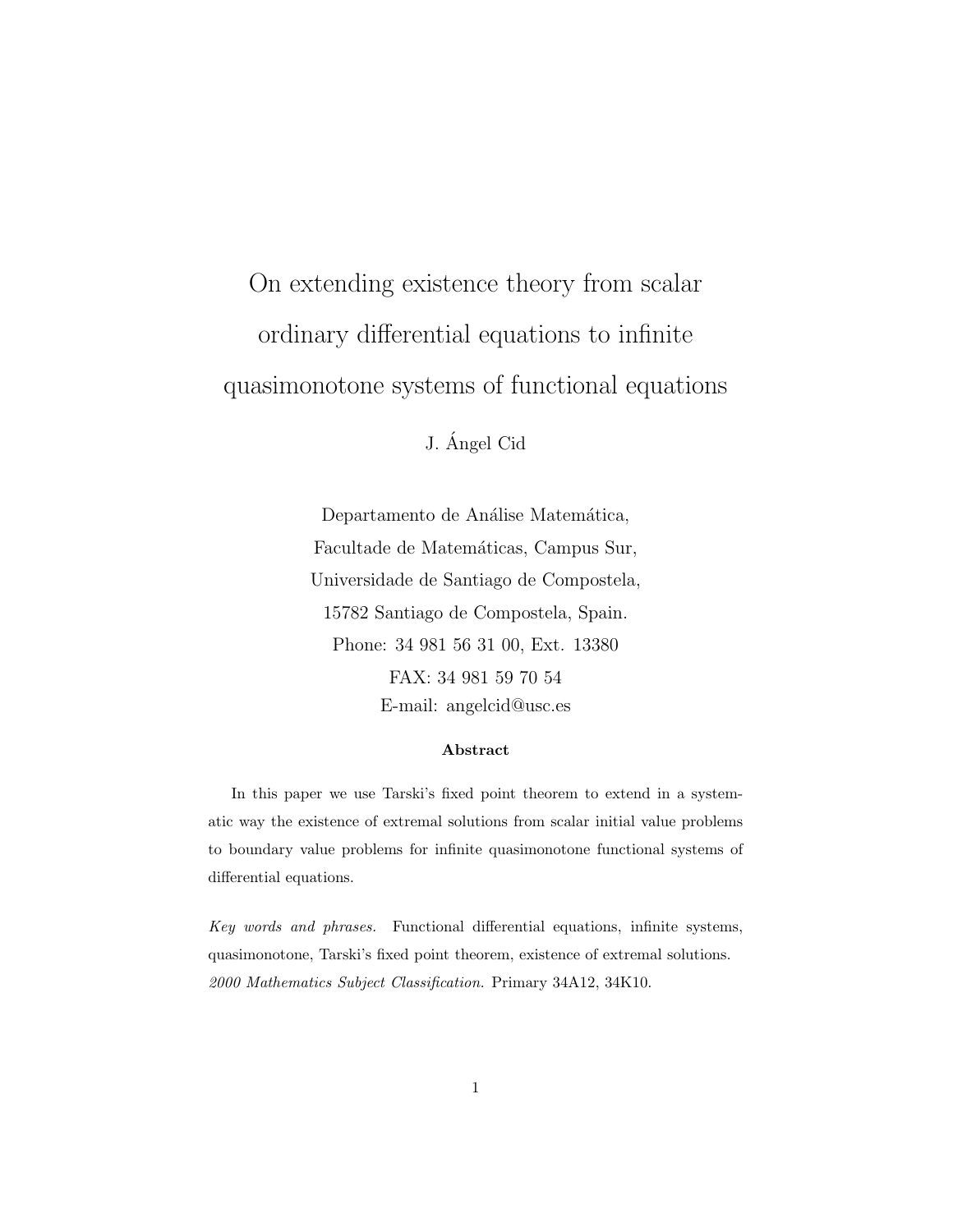# On extending existence theory from scalar ordinary differential equations to infinite quasimonotone systems of functional equations

J. Ángel Cid

Departamento de Análise Matemática,
Facultade de Matemáticas, Campus Sur,
Universidade de Santiago de Compostela,
15782 Santiago de Compostela, Spain.
Phone: 34 981 56 31 00, Ext. 13380
FAX: 34 981 59 70 54
E-mail: angelcid@usc.es

**Abstract**

In this paper we use Tarski's fixed point theorem to extend in a systematic way the existence of extremal solutions from scalar initial value problems to boundary value problems for infinite quasimonotone functional systems of differential equations.

*Key words and phrases.* Functional differential equations, infinite systems, quasimonotone, Tarski's fixed point theorem, existence of extremal solutions.
*2000 Mathematics Subject Classification.* Primary 34A12, 34K10.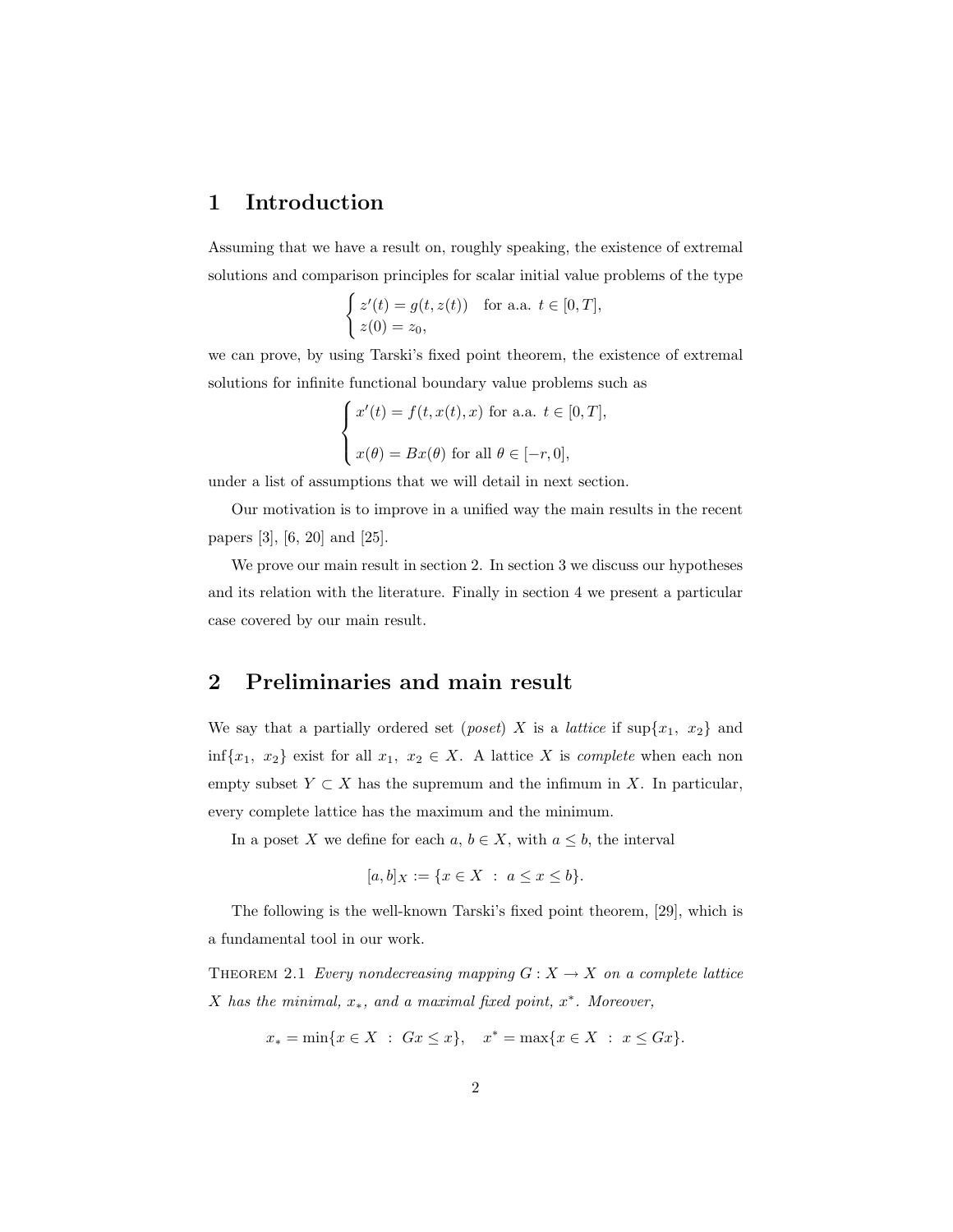## 1 Introduction

Assuming that we have a result on, roughly speaking, the existence of extremal solutions and comparison principles for scalar initial value problems of the type

$$\begin{cases} z'(t) = g(t, z(t)) \quad \text{for a.a. } t \in [0, T], \\ z(0) = z_0, \end{cases}$$

we can prove, by using Tarski's fixed point theorem, the existence of extremal solutions for infinite functional boundary value problems such as

$$\begin{cases} x'(t) = f(t, x(t), x) \text{ for a.a. } t \in [0, T], \\ \\ x(\theta) = Bx(\theta) \text{ for all } \theta \in [-r, 0], \end{cases}$$

under a list of assumptions that we will detail in next section.

Our motivation is to improve in a unified way the main results in the recent papers [3], [6, 20] and [25].

We prove our main result in section 2. In section 3 we discuss our hypotheses and its relation with the literature. Finally in section 4 we present a particular case covered by our main result.

## 2 Preliminaries and main result

We say that a partially ordered set (*poset*) $X$ is a *lattice* if $\sup\{x_1,\ x_2\}$ and $\inf\{x_1,\ x_2\}$ exist for all $x_1,\ x_2 \in X$. A lattice $X$ is *complete* when each non empty subset $Y \subset X$ has the supremum and the infimum in $X$. In particular, every complete lattice has the maximum and the minimum.

In a poset $X$ we define for each $a,\, b \in X$, with $a \leq b$, the interval

$$[a, b]_X := \{x \in X \ : \ a \leq x \leq b\}.$$

The following is the well-known Tarski's fixed point theorem, [29], which is a fundamental tool in our work.

THEOREM 2.1 *Every nondecreasing mapping $G : X \to X$ on a complete lattice $X$ has the minimal, $x_*$, and a maximal fixed point, $x^*$. Moreover,*

$$x_* = \min\{x \in X \ : \ Gx \leq x\}, \quad x^* = \max\{x \in X \ : \ x \leq Gx\}.$$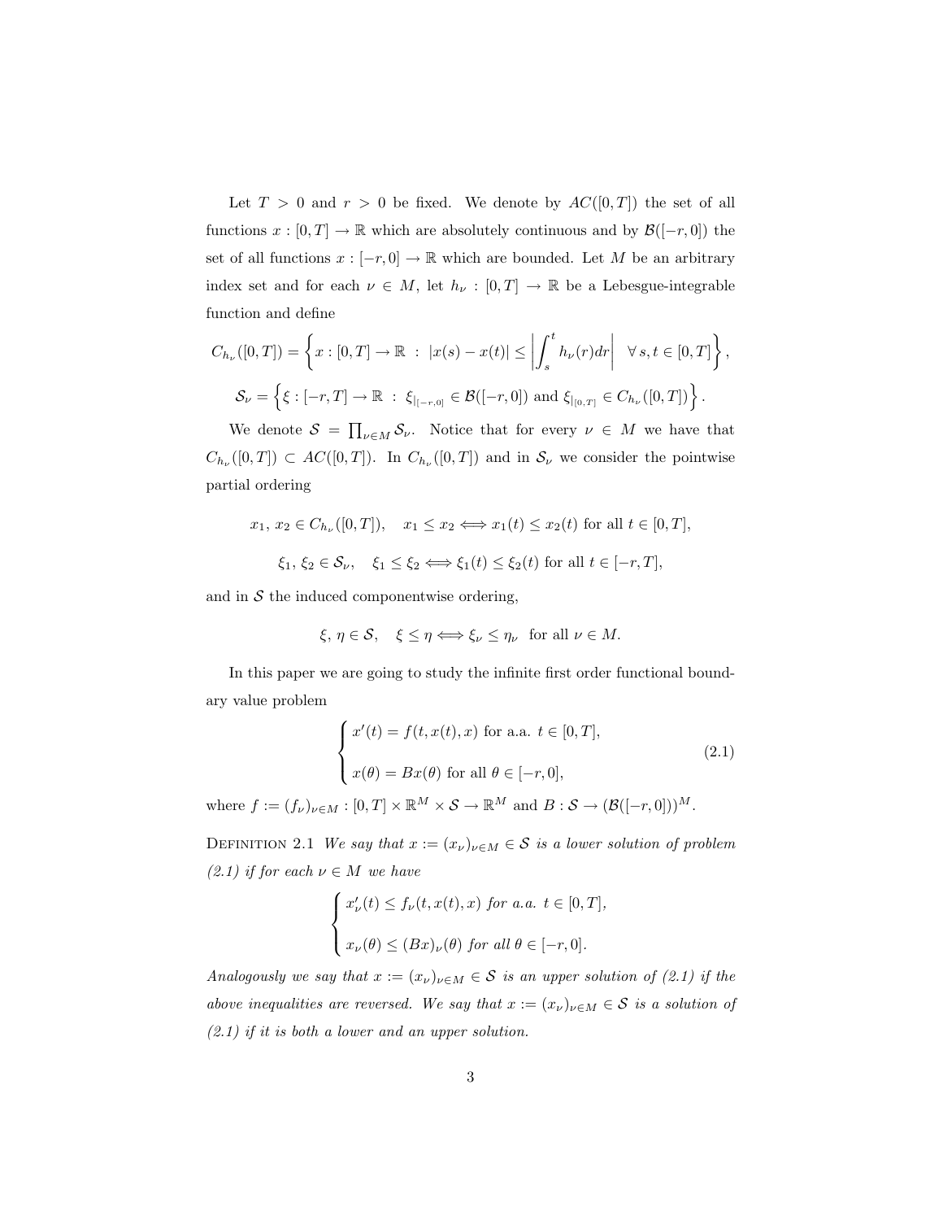Let $T > 0$ and $r > 0$ be fixed. We denote by $AC([0,T])$ the set of all functions $x : [0,T] \to \mathbb{R}$ which are absolutely continuous and by $\mathcal{B}([-r,0])$ the set of all functions $x : [-r,0] \to \mathbb{R}$ which are bounded. Let $M$ be an arbitrary index set and for each $\nu \in M$, let $h_\nu : [0,T] \to \mathbb{R}$ be a Lebesgue-integrable function and define

$$C_{h_\nu}([0,T]) = \left\{ x : [0,T] \to \mathbb{R} \ : \ |x(s) - x(t)| \le \left| \int_s^t h_\nu(r)dr \right| \quad \forall\, s,t \in [0,T] \right\},$$

$$\mathcal{S}_\nu = \left\{ \xi : [-r,T] \to \mathbb{R} \ : \ \xi_{|_{[-r,0]}} \in \mathcal{B}([-r,0]) \text{ and } \xi_{|_{[0,T]}} \in C_{h_\nu}([0,T]) \right\}.$$

We denote $\mathcal{S} = \prod_{\nu \in M} \mathcal{S}_\nu$. Notice that for every $\nu \in M$ we have that $C_{h_\nu}([0,T]) \subset AC([0,T])$. In $C_{h_\nu}([0,T])$ and in $\mathcal{S}_\nu$ we consider the pointwise partial ordering

$$x_1,\, x_2 \in C_{h_\nu}([0,T]), \quad x_1 \le x_2 \Longleftrightarrow x_1(t) \le x_2(t) \text{ for all } t \in [0,T],$$

$$\xi_1,\, \xi_2 \in \mathcal{S}_\nu, \quad \xi_1 \le \xi_2 \Longleftrightarrow \xi_1(t) \le \xi_2(t) \text{ for all } t \in [-r,T],$$

and in $\mathcal{S}$ the induced componentwise ordering,

$$\xi,\, \eta \in \mathcal{S}, \quad \xi \le \eta \Longleftrightarrow \xi_\nu \le \eta_\nu \ \text{ for all } \nu \in M.$$

In this paper we are going to study the infinite first order functional boundary value problem

$$\begin{cases} x'(t) = f(t, x(t), x) \text{ for a.a. } t \in [0,T], \\[2ex] x(\theta) = Bx(\theta) \text{ for all } \theta \in [-r,0], \end{cases} \tag{2.1}$$

where $f := (f_\nu)_{\nu \in M} : [0,T] \times \mathbb{R}^M \times \mathcal{S} \to \mathbb{R}^M$ and $B : \mathcal{S} \to (\mathcal{B}([-r,0]))^M$.

Definition 2.1 *We say that $x := (x_\nu)_{\nu \in M} \in \mathcal{S}$ is a lower solution of problem (2.1) if for each $\nu \in M$ we have*

$$\begin{cases} x_\nu'(t) \le f_\nu(t, x(t), x) \textit{ for a.a. } t \in [0,T], \\[2ex] x_\nu(\theta) \le (Bx)_\nu(\theta) \textit{ for all } \theta \in [-r,0]. \end{cases}$$

*Analogously we say that $x := (x_\nu)_{\nu \in M} \in \mathcal{S}$ is an upper solution of (2.1) if the above inequalities are reversed. We say that $x := (x_\nu)_{\nu \in M} \in \mathcal{S}$ is a solution of (2.1) if it is both a lower and an upper solution.*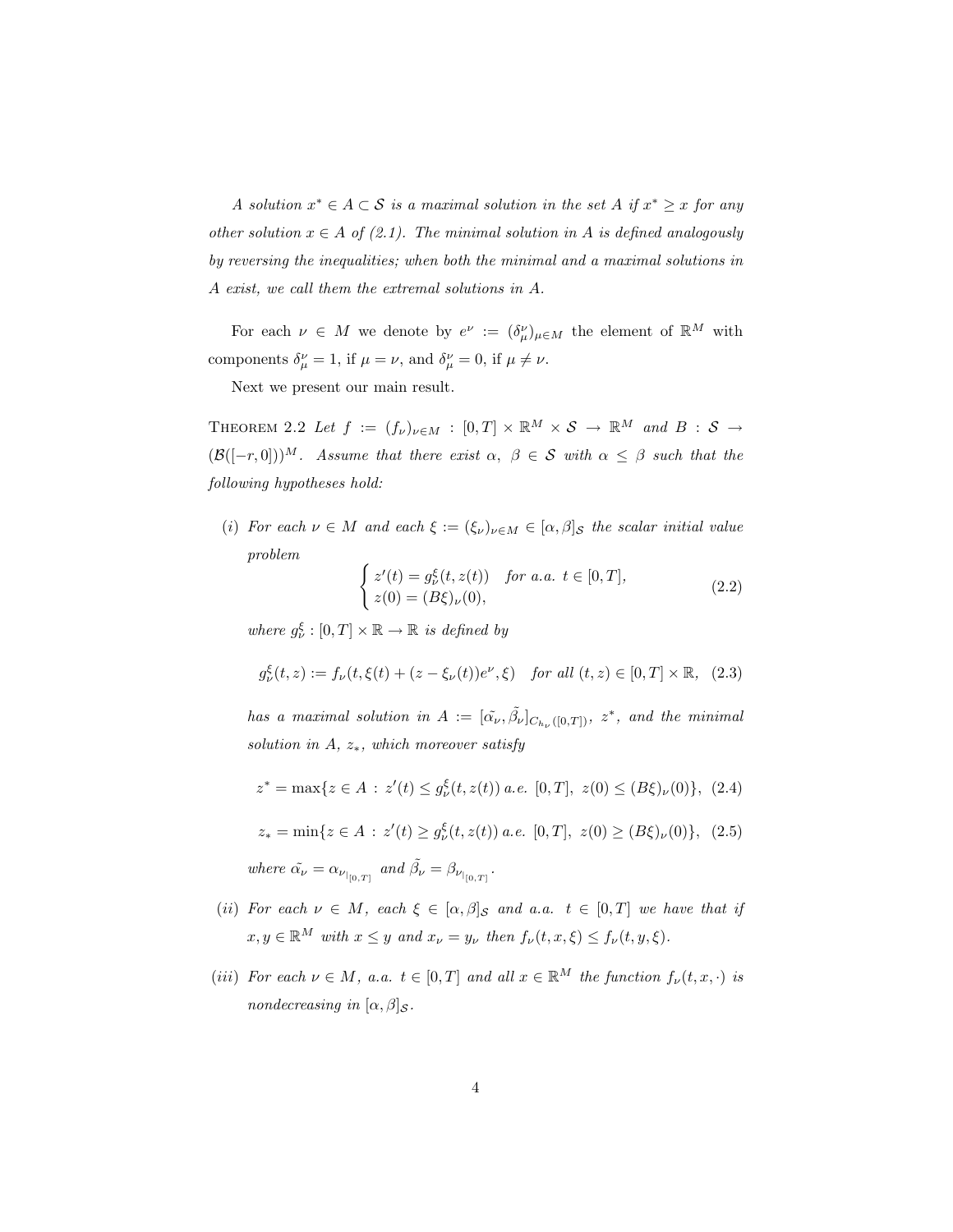*A solution $x^* \in A \subset \mathcal{S}$ is a maximal solution in the set $A$ if $x^* \geq x$ for any other solution $x \in A$ of (2.1). The minimal solution in $A$ is defined analogously by reversing the inequalities; when both the minimal and a maximal solutions in $A$ exist, we call them the extremal solutions in $A$.*

For each $\nu \in M$ we denote by $e^\nu := (\delta_\mu^\nu)_{\mu \in M}$ the element of $\mathbb{R}^M$ with components $\delta_\mu^\nu = 1$, if $\mu = \nu$, and $\delta_\mu^\nu = 0$, if $\mu \neq \nu$.

Next we present our main result.

Theorem 2.2 *Let $f := (f_\nu)_{\nu \in M} : [0,T] \times \mathbb{R}^M \times \mathcal{S} \to \mathbb{R}^M$ and $B : \mathcal{S} \to (\mathcal{B}([-r,0]))^M$. Assume that there exist $\alpha,\ \beta \in \mathcal{S}$ with $\alpha \leq \beta$ such that the following hypotheses hold:*

*(i) For each $\nu \in M$ and each $\xi := (\xi_\nu)_{\nu \in M} \in [\alpha, \beta]_{\mathcal{S}}$ the scalar initial value problem*

$$\begin{cases} z'(t) = g_\nu^\xi(t, z(t)) \quad \text{for a.a. } t \in [0,T], \\ z(0) = (B\xi)_\nu(0), \end{cases} \tag{2.2}$$

*where $g_\nu^\xi : [0,T] \times \mathbb{R} \to \mathbb{R}$ is defined by*

$$g_\nu^\xi(t,z) := f_\nu(t, \xi(t) + (z - \xi_\nu(t))e^\nu, \xi) \quad \text{for all } (t,z) \in [0,T] \times \mathbb{R}, \tag{2.3}$$

*has a maximal solution in $A := [\tilde{\alpha_\nu}, \tilde{\beta_\nu}]_{C_{h_\nu}([0,T])}$, $z^*$, and the minimal solution in $A$, $z_*$, which moreover satisfy*

$$z^* = \max\{z \in A : z'(t) \leq g_\nu^\xi(t, z(t)) \text{ a.e. } [0,T],\ z(0) \leq (B\xi)_\nu(0)\}, \tag{2.4}$$

$$z_* = \min\{z \in A : z'(t) \geq g_\nu^\xi(t, z(t)) \text{ a.e. } [0,T],\ z(0) \geq (B\xi)_\nu(0)\}, \tag{2.5}$$

*where $\tilde{\alpha_\nu} = \alpha_{\nu_{|[0,T]}}$ and $\tilde{\beta_\nu} = \beta_{\nu_{|[0,T]}}$.*

*(ii) For each $\nu \in M$, each $\xi \in [\alpha, \beta]_{\mathcal{S}}$ and a.a. $t \in [0,T]$ we have that if $x, y \in \mathbb{R}^M$ with $x \leq y$ and $x_\nu = y_\nu$ then $f_\nu(t, x, \xi) \leq f_\nu(t, y, \xi)$.*

*(iii) For each $\nu \in M$, a.a. $t \in [0,T]$ and all $x \in \mathbb{R}^M$ the function $f_\nu(t, x, \cdot)$ is nondecreasing in $[\alpha, \beta]_{\mathcal{S}}$.*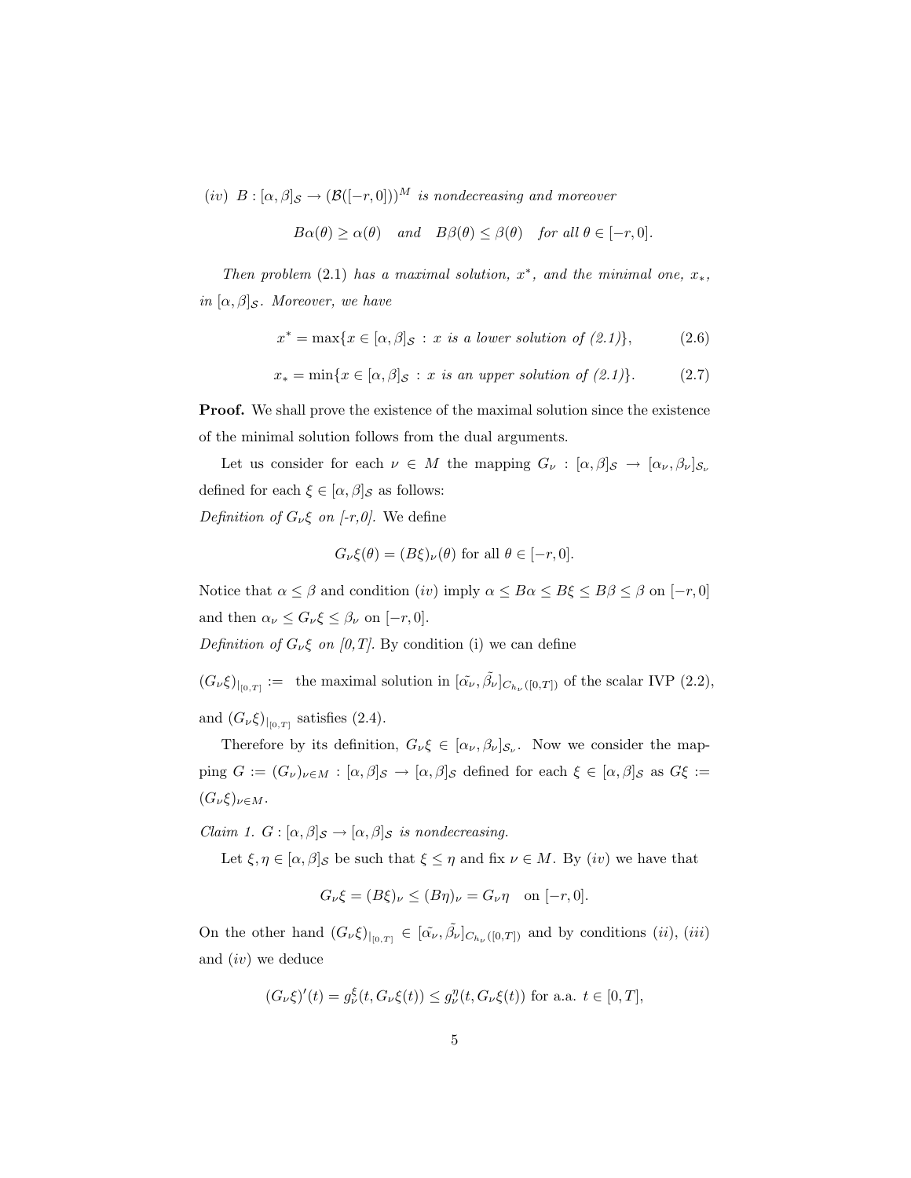*(iv)* $B : [\alpha, \beta]_{\mathcal{S}} \to (\mathcal{B}([-r, 0]))^M$ *is nondecreasing and moreover*

$$B\alpha(\theta) \geq \alpha(\theta) \quad \text{and} \quad B\beta(\theta) \leq \beta(\theta) \quad \text{for all } \theta \in [-r, 0].$$

*Then problem* (2.1) *has a maximal solution, $x^*$, and the minimal one, $x_*$, in $[\alpha, \beta]_{\mathcal{S}}$. Moreover, we have*

$$x^* = \max\{x \in [\alpha, \beta]_{\mathcal{S}} : x \text{ is a lower solution of (2.1)}\}, \tag{2.6}$$

$$x_* = \min\{x \in [\alpha, \beta]_{\mathcal{S}} : x \text{ is an upper solution of (2.1)}\}. \tag{2.7}$$

**Proof.** We shall prove the existence of the maximal solution since the existence of the minimal solution follows from the dual arguments.

Let us consider for each $\nu \in M$ the mapping $G_\nu : [\alpha, \beta]_{\mathcal{S}} \to [\alpha_\nu, \beta_\nu]_{\mathcal{S}_\nu}$ defined for each $\xi \in [\alpha, \beta]_{\mathcal{S}}$ as follows:

*Definition of $G_\nu \xi$ on [-r,0].* We define

$$G_\nu \xi(\theta) = (B\xi)_\nu(\theta) \text{ for all } \theta \in [-r, 0].$$

Notice that $\alpha \leq \beta$ and condition *(iv)* imply $\alpha \leq B\alpha \leq B\xi \leq B\beta \leq \beta$ on $[-r, 0]$ and then $\alpha_\nu \leq G_\nu \xi \leq \beta_\nu$ on $[-r, 0]$.

*Definition of $G_\nu \xi$ on [0,T].* By condition (i) we can define

$(G_\nu \xi)_{|_{[0,T]}} :=$ the maximal solution in $[\tilde{\alpha_\nu}, \tilde{\beta_\nu}]_{C_{h_\nu}([0,T])}$ of the scalar IVP (2.2),

and $(G_\nu \xi)_{|_{[0,T]}}$ satisfies (2.4).

Therefore by its definition, $G_\nu \xi \in [\alpha_\nu, \beta_\nu]_{\mathcal{S}_\nu}$. Now we consider the mapping $G := (G_\nu)_{\nu \in M} : [\alpha, \beta]_{\mathcal{S}} \to [\alpha, \beta]_{\mathcal{S}}$ defined for each $\xi \in [\alpha, \beta]_{\mathcal{S}}$ as $G\xi := (G_\nu \xi)_{\nu \in M}$.

*Claim 1. $G : [\alpha, \beta]_{\mathcal{S}} \to [\alpha, \beta]_{\mathcal{S}}$ is nondecreasing.*

Let $\xi, \eta \in [\alpha, \beta]_{\mathcal{S}}$ be such that $\xi \leq \eta$ and fix $\nu \in M$. By *(iv)* we have that

$$G_\nu \xi = (B\xi)_\nu \leq (B\eta)_\nu = G_\nu \eta \quad \text{on } [-r, 0].$$

On the other hand $(G_\nu \xi)_{|_{[0,T]}} \in [\tilde{\alpha_\nu}, \tilde{\beta_\nu}]_{C_{h_\nu}([0,T])}$ and by conditions *(ii)*, *(iii)* and *(iv)* we deduce

$$(G_\nu \xi)'(t) = g_\nu^\xi(t, G_\nu \xi(t)) \leq g_\nu^\eta(t, G_\nu \xi(t)) \text{ for a.a. } t \in [0, T],$$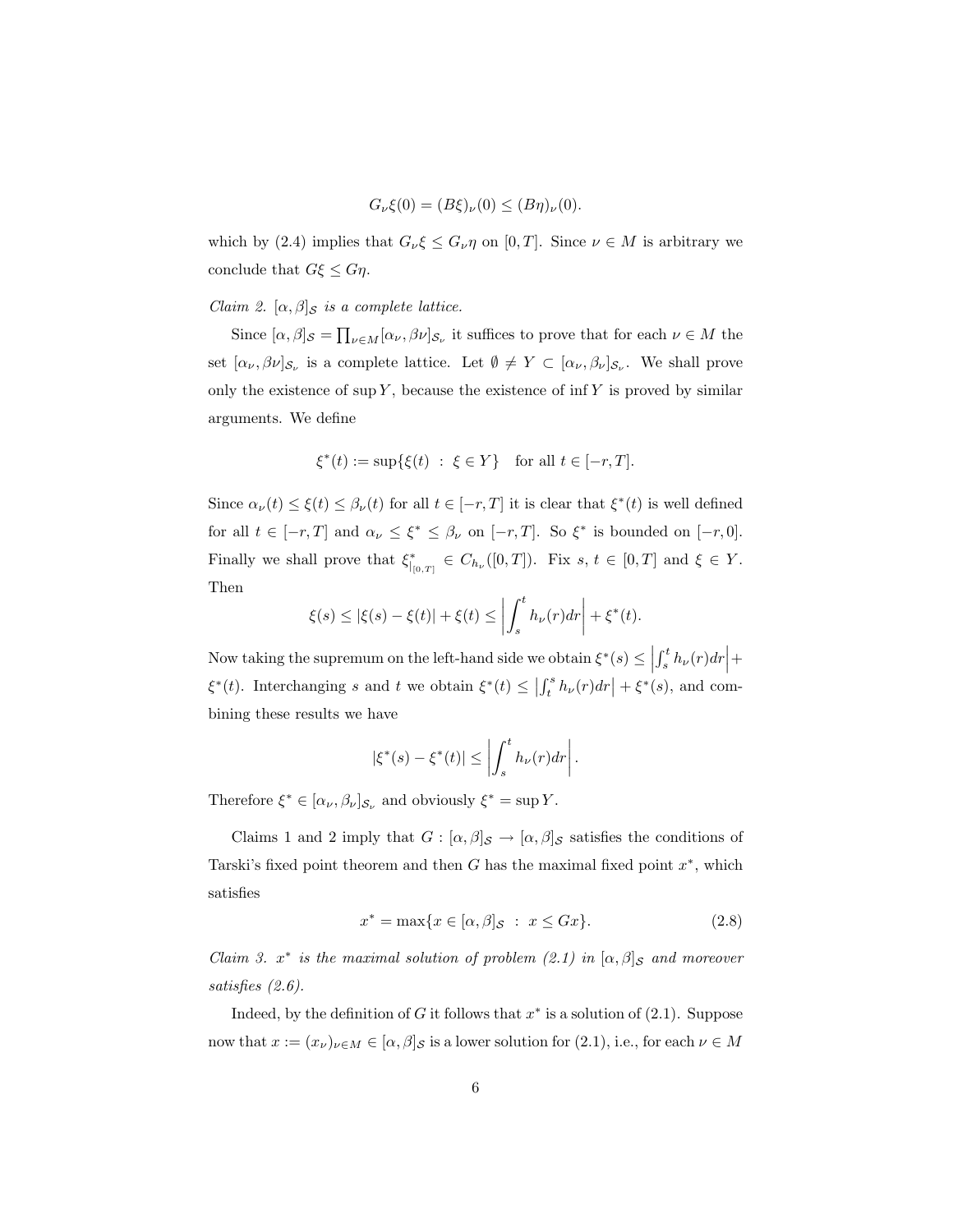$$G_\nu \xi(0) = (B\xi)_\nu(0) \le (B\eta)_\nu(0).$$

which by (2.4) implies that $G_\nu \xi \le G_\nu \eta$ on $[0, T]$. Since $\nu \in M$ is arbitrary we conclude that $G\xi \le G\eta$.

*Claim 2. $[\alpha, \beta]_{\mathcal{S}}$ is a complete lattice.*

Since $[\alpha, \beta]_{\mathcal{S}} = \prod_{\nu \in M} [\alpha_\nu, \beta\nu]_{\mathcal{S}_\nu}$ it suffices to prove that for each $\nu \in M$ the set $[\alpha_\nu, \beta\nu]_{\mathcal{S}_\nu}$ is a complete lattice. Let $\emptyset \ne Y \subset [\alpha_\nu, \beta_\nu]_{\mathcal{S}_\nu}$. We shall prove only the existence of $\sup Y$, because the existence of $\inf Y$ is proved by similar arguments. We define

$$\xi^*(t) := \sup\{\xi(t) \ : \ \xi \in Y\} \quad \text{for all } t \in [-r, T].$$

Since $\alpha_\nu(t) \le \xi(t) \le \beta_\nu(t)$ for all $t \in [-r, T]$ it is clear that $\xi^*(t)$ is well defined for all $t \in [-r, T]$ and $\alpha_\nu \le \xi^* \le \beta_\nu$ on $[-r, T]$. So $\xi^*$ is bounded on $[-r, 0]$. Finally we shall prove that $\xi^*_{|_{[0,T]}} \in C_{h_\nu}([0, T])$. Fix $s$, $t \in [0, T]$ and $\xi \in Y$. Then

$$\xi(s) \le |\xi(s) - \xi(t)| + \xi(t) \le \left| \int_s^t h_\nu(r) dr \right| + \xi^*(t).$$

Now taking the supremum on the left-hand side we obtain $\xi^*(s) \le \left| \int_s^t h_\nu(r) dr \right| + \xi^*(t)$. Interchanging $s$ and $t$ we obtain $\xi^*(t) \le \left| \int_t^s h_\nu(r) dr \right| + \xi^*(s)$, and combining these results we have

$$|\xi^*(s) - \xi^*(t)| \le \left| \int_s^t h_\nu(r) dr \right|.$$

Therefore $\xi^* \in [\alpha_\nu, \beta_\nu]_{\mathcal{S}_\nu}$ and obviously $\xi^* = \sup Y$.

Claims 1 and 2 imply that $G : [\alpha, \beta]_{\mathcal{S}} \to [\alpha, \beta]_{\mathcal{S}}$ satisfies the conditions of Tarski's fixed point theorem and then $G$ has the maximal fixed point $x^*$, which satisfies

$$x^* = \max\{x \in [\alpha, \beta]_{\mathcal{S}} \ : \ x \le Gx\}. \tag{2.8}$$

*Claim 3. $x^*$ is the maximal solution of problem (2.1) in $[\alpha, \beta]_{\mathcal{S}}$ and moreover satisfies (2.6).*

Indeed, by the definition of $G$ it follows that $x^*$ is a solution of (2.1). Suppose now that $x := (x_\nu)_{\nu \in M} \in [\alpha, \beta]_{\mathcal{S}}$ is a lower solution for (2.1), i.e., for each $\nu \in M$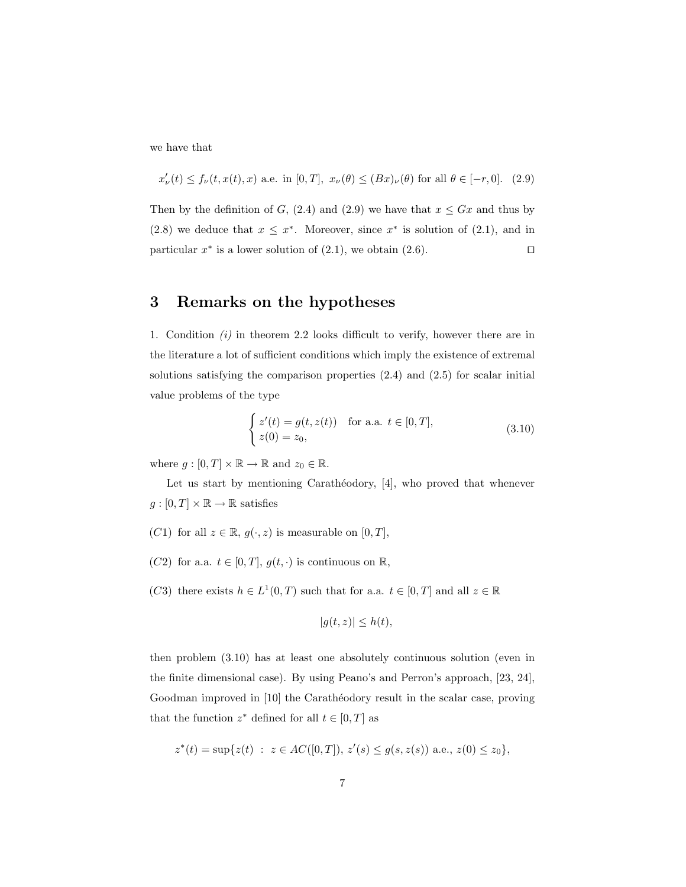we have that

$$x'_\nu(t) \le f_\nu(t, x(t), x) \text{ a.e. in } [0,T],\ x_\nu(\theta) \le (Bx)_\nu(\theta) \text{ for all } \theta \in [-r, 0]. \quad (2.9)$$

Then by the definition of $G$, (2.4) and (2.9) we have that $x \le Gx$ and thus by (2.8) we deduce that $x \le x^*$. Moreover, since $x^*$ is solution of (2.1), and in particular $x^*$ is a lower solution of (2.1), we obtain (2.6). $\square$

## 3 Remarks on the hypotheses

1. Condition *(i)* in theorem 2.2 looks difficult to verify, however there are in the literature a lot of sufficient conditions which imply the existence of extremal solutions satisfying the comparison properties (2.4) and (2.5) for scalar initial value problems of the type

$$\begin{cases} z'(t) = g(t, z(t)) & \text{for a.a. } t \in [0,T], \\ z(0) = z_0, \end{cases} \tag{3.10}$$

where $g : [0,T] \times \mathbb{R} \to \mathbb{R}$ and $z_0 \in \mathbb{R}$.

Let us start by mentioning Carathéodory, [4], who proved that whenever $g : [0,T] \times \mathbb{R} \to \mathbb{R}$ satisfies

$(C1)$ for all $z \in \mathbb{R}$, $g(\cdot, z)$ is measurable on $[0,T]$,

$(C2)$ for a.a. $t \in [0,T]$, $g(t, \cdot)$ is continuous on $\mathbb{R}$,

$(C3)$ there exists $h \in L^1(0,T)$ such that for a.a. $t \in [0,T]$ and all $z \in \mathbb{R}$

$$|g(t,z)| \le h(t),$$

then problem (3.10) has at least one absolutely continuous solution (even in the finite dimensional case). By using Peano's and Perron's approach, [23, 24], Goodman improved in [10] the Carathéodory result in the scalar case, proving that the function $z^*$ defined for all $t \in [0,T]$ as

$$z^*(t) = \sup\{z(t)\ :\ z \in AC([0,T]),\ z'(s) \le g(s, z(s)) \text{ a.e., } z(0) \le z_0\},$$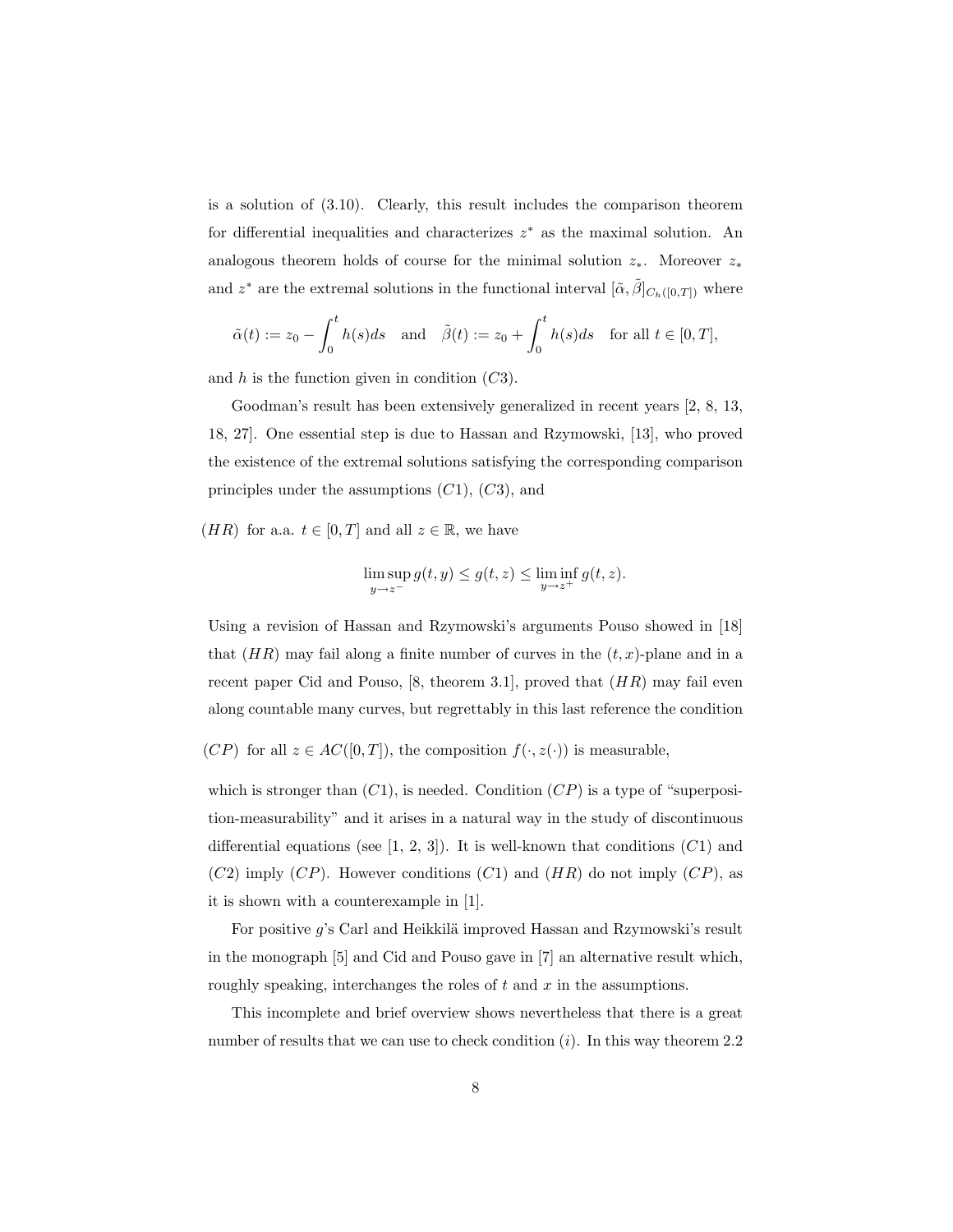is a solution of (3.10). Clearly, this result includes the comparison theorem for differential inequalities and characterizes $z^*$ as the maximal solution. An analogous theorem holds of course for the minimal solution $z_*$. Moreover $z_*$ and $z^*$ are the extremal solutions in the functional interval $[\tilde{\alpha}, \tilde{\beta}]_{C_h([0,T])}$ where

$$\tilde{\alpha}(t) := z_0 - \int_0^t h(s)ds \quad \text{and} \quad \tilde{\beta}(t) := z_0 + \int_0^t h(s)ds \quad \text{for all } t \in [0,T],$$

and $h$ is the function given in condition $(C3)$.

Goodman's result has been extensively generalized in recent years [2, 8, 13, 18, 27]. One essential step is due to Hassan and Rzymowski, [13], who proved the existence of the extremal solutions satisfying the corresponding comparison principles under the assumptions $(C1)$, $(C3)$, and

$(HR)$ for a.a. $t \in [0,T]$ and all $z \in \mathbb{R}$, we have

$$\limsup_{y \to z^-} g(t,y) \le g(t,z) \le \liminf_{y \to z^+} g(t,z).$$

Using a revision of Hassan and Rzymowski's arguments Pouso showed in [18] that $(HR)$ may fail along a finite number of curves in the $(t,x)$-plane and in a recent paper Cid and Pouso, [8, theorem 3.1], proved that $(HR)$ may fail even along countable many curves, but regrettably in this last reference the condition

$(CP)$ for all $z \in AC([0,T])$, the composition $f(\cdot, z(\cdot))$ is measurable,

which is stronger than $(C1)$, is needed. Condition $(CP)$ is a type of "superposition-measurability" and it arises in a natural way in the study of discontinuous differential equations (see [1, 2, 3]). It is well-known that conditions $(C1)$ and $(C2)$ imply $(CP)$. However conditions $(C1)$ and $(HR)$ do not imply $(CP)$, as it is shown with a counterexample in [1].

For positive $g$'s Carl and Heikkilä improved Hassan and Rzymowski's result in the monograph [5] and Cid and Pouso gave in [7] an alternative result which, roughly speaking, interchanges the roles of $t$ and $x$ in the assumptions.

This incomplete and brief overview shows nevertheless that there is a great number of results that we can use to check condition $(i)$. In this way theorem 2.2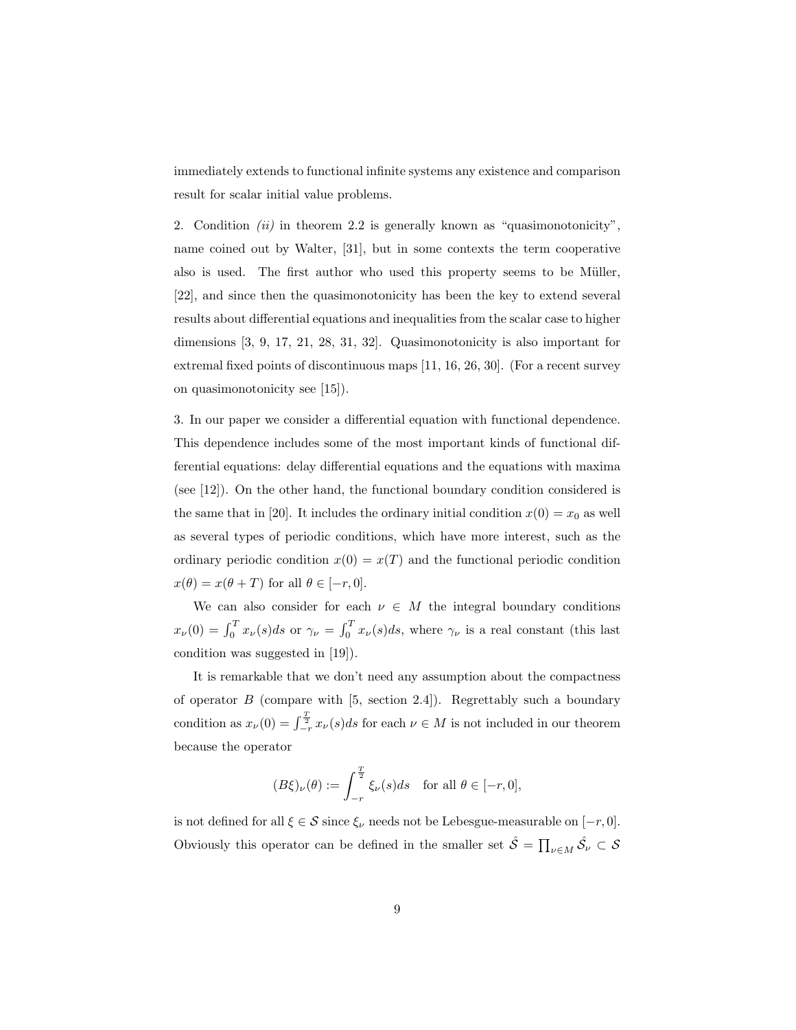immediately extends to functional infinite systems any existence and comparison result for scalar initial value problems.

2. Condition *(ii)* in theorem 2.2 is generally known as "quasimonotonicity", name coined out by Walter, [31], but in some contexts the term cooperative also is used. The first author who used this property seems to be Müller, [22], and since then the quasimonotonicity has been the key to extend several results about differential equations and inequalities from the scalar case to higher dimensions [3, 9, 17, 21, 28, 31, 32]. Quasimonotonicity is also important for extremal fixed points of discontinuous maps [11, 16, 26, 30]. (For a recent survey on quasimonotonicity see [15]).

3. In our paper we consider a differential equation with functional dependence. This dependence includes some of the most important kinds of functional differential equations: delay differential equations and the equations with maxima (see [12]). On the other hand, the functional boundary condition considered is the same that in [20]. It includes the ordinary initial condition $x(0) = x_0$ as well as several types of periodic conditions, which have more interest, such as the ordinary periodic condition $x(0) = x(T)$ and the functional periodic condition $x(\theta) = x(\theta + T)$ for all $\theta \in [-r, 0]$.

We can also consider for each $\nu \in M$ the integral boundary conditions $x_\nu(0) = \int_0^T x_\nu(s)ds$ or $\gamma_\nu = \int_0^T x_\nu(s)ds$, where $\gamma_\nu$ is a real constant (this last condition was suggested in [19]).

It is remarkable that we don't need any assumption about the compactness of operator $B$ (compare with [5, section 2.4]). Regrettably such a boundary condition as $x_\nu(0) = \int_{-r}^{\frac{T}{2}} x_\nu(s)ds$ for each $\nu \in M$ is not included in our theorem because the operator

$$(B\xi)_\nu(\theta) := \int_{-r}^{\frac{T}{2}} \xi_\nu(s)ds \quad \text{for all } \theta \in [-r, 0],$$

is not defined for all $\xi \in \mathcal{S}$ since $\xi_\nu$ needs not be Lebesgue-measurable on $[-r, 0]$. Obviously this operator can be defined in the smaller set $\hat{\mathcal{S}} = \prod_{\nu \in M} \hat{\mathcal{S}}_\nu \subset \mathcal{S}$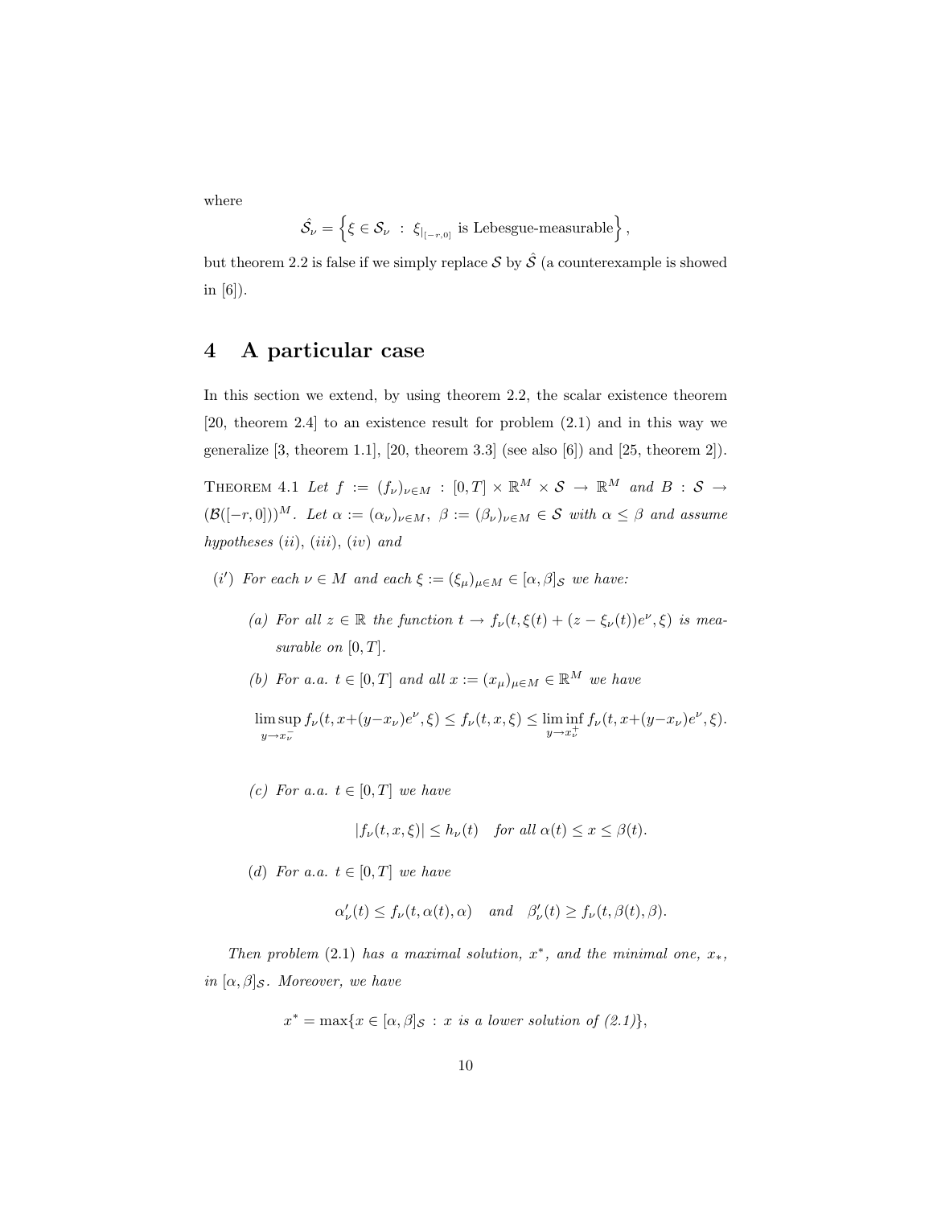where

$$\hat{\mathcal{S}}_\nu = \left\{ \xi \in \mathcal{S}_\nu \ : \ \xi_{|_{[-r,0]}} \text{ is Lebesgue-measurable} \right\},$$

but theorem 2.2 is false if we simply replace $\mathcal{S}$ by $\hat{\mathcal{S}}$ (a counterexample is showed in [6]).

# 4 A particular case

In this section we extend, by using theorem 2.2, the scalar existence theorem [20, theorem 2.4] to an existence result for problem (2.1) and in this way we generalize [3, theorem 1.1], [20, theorem 3.3] (see also [6]) and [25, theorem 2]).

Theorem 4.1 *Let* $f := (f_\nu)_{\nu \in M} : [0,T] \times \mathbb{R}^M \times \mathcal{S} \to \mathbb{R}^M$ *and* $B : \mathcal{S} \to (\mathcal{B}([-r,0]))^M$. *Let* $\alpha := (\alpha_\nu)_{\nu \in M}, \ \beta := (\beta_\nu)_{\nu \in M} \in \mathcal{S}$ *with* $\alpha \leq \beta$ *and assume hypotheses* $(ii)$, $(iii)$, $(iv)$ *and*

$(i')$ *For each* $\nu \in M$ *and each* $\xi := (\xi_\mu)_{\mu \in M} \in [\alpha, \beta]_{\mathcal{S}}$ *we have:*

   *(a) For all* $z \in \mathbb{R}$ *the function* $t \to f_\nu(t, \xi(t) + (z - \xi_\nu(t))e^\nu, \xi)$ *is measurable on* $[0,T]$.

   *(b) For a.a.* $t \in [0,T]$ *and all* $x := (x_\mu)_{\mu \in M} \in \mathbb{R}^M$ *we have*

$$\limsup_{y \to x_\nu^-} f_\nu(t, x+(y-x_\nu)e^\nu, \xi) \leq f_\nu(t,x,\xi) \leq \liminf_{y \to x_\nu^+} f_\nu(t, x+(y-x_\nu)e^\nu, \xi).$$

   *(c) For a.a.* $t \in [0,T]$ *we have*

$$|f_\nu(t,x,\xi)| \leq h_\nu(t) \quad \textit{for all } \alpha(t) \leq x \leq \beta(t).$$

   *(d) For a.a.* $t \in [0,T]$ *we have*

$$\alpha'_\nu(t) \leq f_\nu(t, \alpha(t), \alpha) \quad \textit{and} \quad \beta'_\nu(t) \geq f_\nu(t, \beta(t), \beta).$$

*Then problem* (2.1) *has a maximal solution,* $x^*$, *and the minimal one,* $x_*$, *in* $[\alpha, \beta]_{\mathcal{S}}$. *Moreover, we have*

$$x^* = \max\{x \in [\alpha, \beta]_{\mathcal{S}} \ : \ x \textit{ is a lower solution of (2.1)}\},$$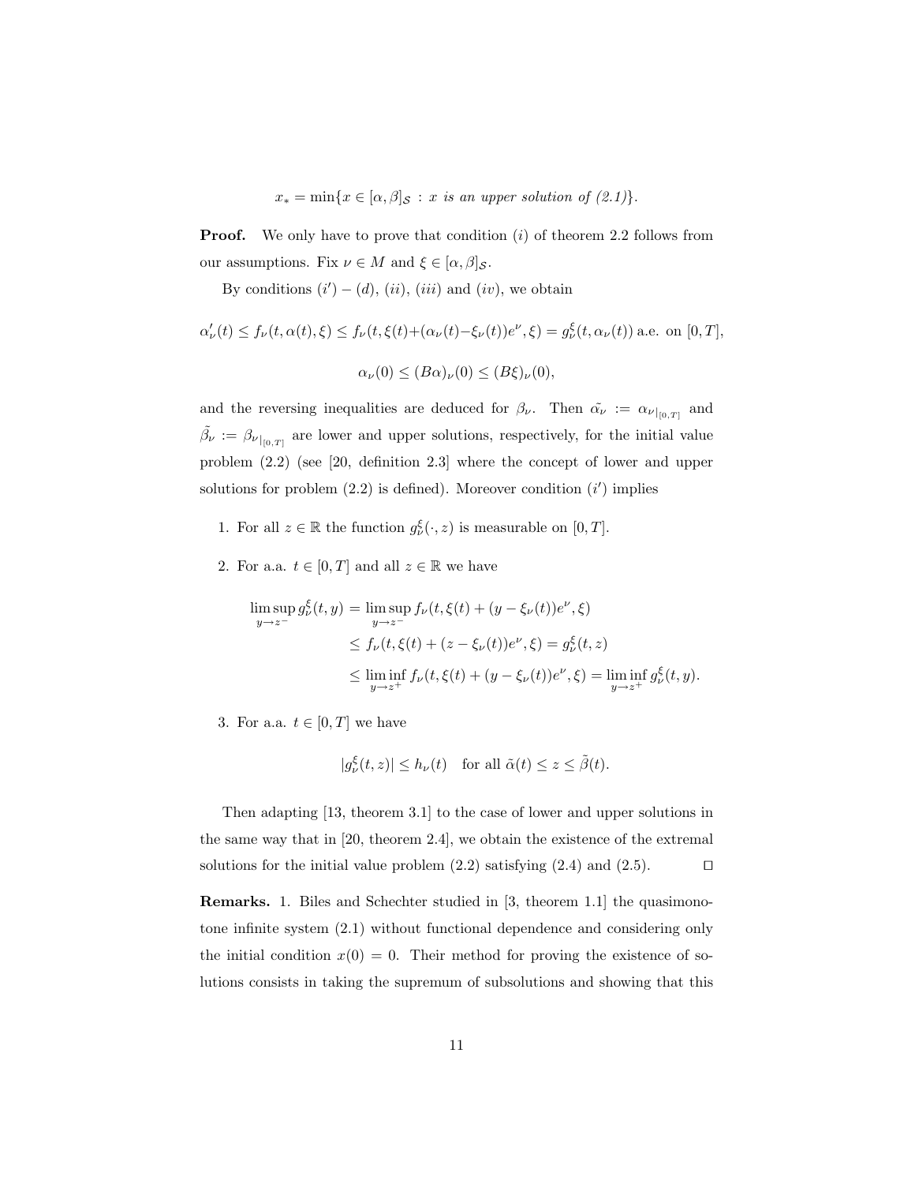$$x_* = \min\{x \in [\alpha, \beta]_{\mathcal{S}} \,:\, x \textit{ is an upper solution of (2.1)}\}.$$

**Proof.** We only have to prove that condition $(i)$ of theorem 2.2 follows from our assumptions. Fix $\nu \in M$ and $\xi \in [\alpha, \beta]_{\mathcal{S}}$.

By conditions $(i') - (d)$, $(ii)$, $(iii)$ and $(iv)$, we obtain

$$\alpha_\nu'(t) \le f_\nu(t, \alpha(t), \xi) \le f_\nu(t, \xi(t) + (\alpha_\nu(t) - \xi_\nu(t))e^\nu, \xi) = g_\nu^\xi(t, \alpha_\nu(t)) \text{ a.e. on } [0, T],$$

$$\alpha_\nu(0) \le (B\alpha)_\nu(0) \le (B\xi)_\nu(0),$$

and the reversing inequalities are deduced for $\beta_\nu$. Then $\tilde{\alpha_\nu} := {\alpha_\nu}_{|_{[0,T]}}$ and $\tilde{\beta}_\nu := {\beta_\nu}_{|_{[0,T]}}$ are lower and upper solutions, respectively, for the initial value problem (2.2) (see [20, definition 2.3] where the concept of lower and upper solutions for problem (2.2) is defined). Moreover condition $(i')$ implies

1. For all $z \in \mathbb{R}$ the function $g_\nu^\xi(\cdot, z)$ is measurable on $[0, T]$.

2. For a.a. $t \in [0, T]$ and all $z \in \mathbb{R}$ we have

$$\begin{aligned}
\limsup_{y \to z^-} g_\nu^\xi(t, y) &= \limsup_{y \to z^-} f_\nu(t, \xi(t) + (y - \xi_\nu(t))e^\nu, \xi) \\
&\le f_\nu(t, \xi(t) + (z - \xi_\nu(t))e^\nu, \xi) = g_\nu^\xi(t, z) \\
&\le \liminf_{y \to z^+} f_\nu(t, \xi(t) + (y - \xi_\nu(t))e^\nu, \xi) = \liminf_{y \to z^+} g_\nu^\xi(t, y).
\end{aligned}$$

3. For a.a. $t \in [0, T]$ we have

$$|g_\nu^\xi(t, z)| \le h_\nu(t) \quad \text{for all } \tilde{\alpha}(t) \le z \le \tilde{\beta}(t).$$

Then adapting [13, theorem 3.1] to the case of lower and upper solutions in the same way that in [20, theorem 2.4], we obtain the existence of the extremal solutions for the initial value problem (2.2) satisfying (2.4) and (2.5). $\square$

**Remarks.** 1. Biles and Schechter studied in [3, theorem 1.1] the quasimonotone infinite system (2.1) without functional dependence and considering only the initial condition $x(0) = 0$. Their method for proving the existence of solutions consists in taking the supremum of subsolutions and showing that this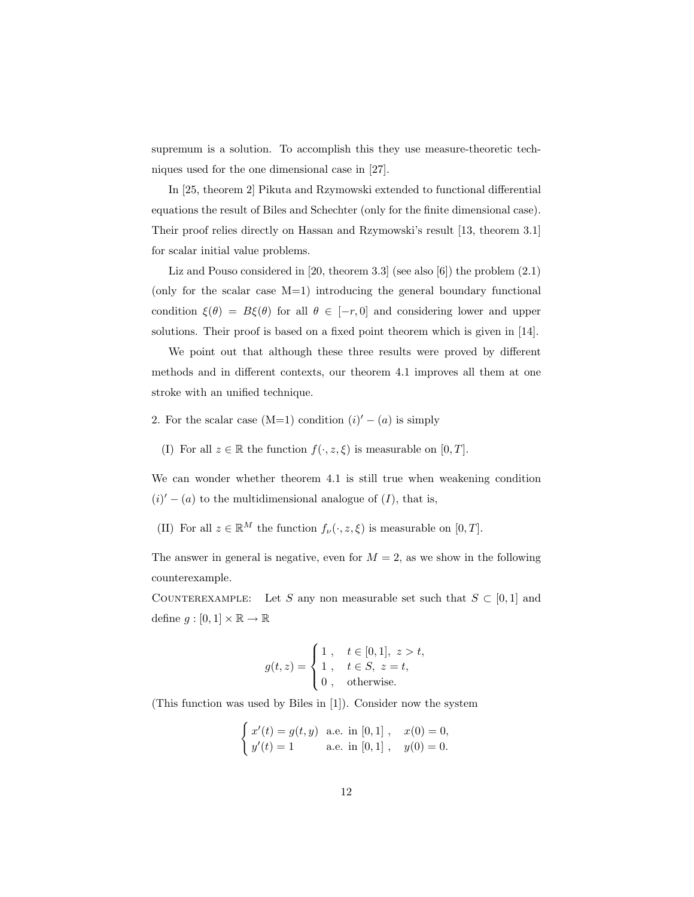supremum is a solution. To accomplish this they use measure-theoretic techniques used for the one dimensional case in [27].

In [25, theorem 2] Pikuta and Rzymowski extended to functional differential equations the result of Biles and Schechter (only for the finite dimensional case). Their proof relies directly on Hassan and Rzymowski's result [13, theorem 3.1] for scalar initial value problems.

Liz and Pouso considered in [20, theorem 3.3] (see also [6]) the problem (2.1) (only for the scalar case M=1) introducing the general boundary functional condition $\xi(\theta) = B\xi(\theta)$ for all $\theta \in [-r, 0]$ and considering lower and upper solutions. Their proof is based on a fixed point theorem which is given in [14].

We point out that although these three results were proved by different methods and in different contexts, our theorem 4.1 improves all them at one stroke with an unified technique.

2. For the scalar case (M=1) condition $(i)' - (a)$ is simply

(I) For all $z \in \mathbb{R}$ the function $f(\cdot, z, \xi)$ is measurable on $[0, T]$.

We can wonder whether theorem 4.1 is still true when weakening condition $(i)' - (a)$ to the multidimensional analogue of $(I)$, that is,

(II) For all $z \in \mathbb{R}^M$ the function $f_\nu(\cdot, z, \xi)$ is measurable on $[0, T]$.

The answer in general is negative, even for $M = 2$, as we show in the following counterexample.

Counterexample: Let $S$ any non measurable set such that $S \subset [0, 1]$ and define $g : [0, 1] \times \mathbb{R} \to \mathbb{R}$

$$g(t, z) = \begin{cases} 1\,, & t \in [0, 1],\ z > t, \\ 1\,, & t \in S,\ z = t, \\ 0\,, & \text{otherwise.} \end{cases}$$

(This function was used by Biles in [1]). Consider now the system

$$\begin{cases} x'(t) = g(t, y) & \text{a.e. in } [0, 1]\,, \quad x(0) = 0, \\ y'(t) = 1 & \text{a.e. in } [0, 1]\,, \quad y(0) = 0. \end{cases}$$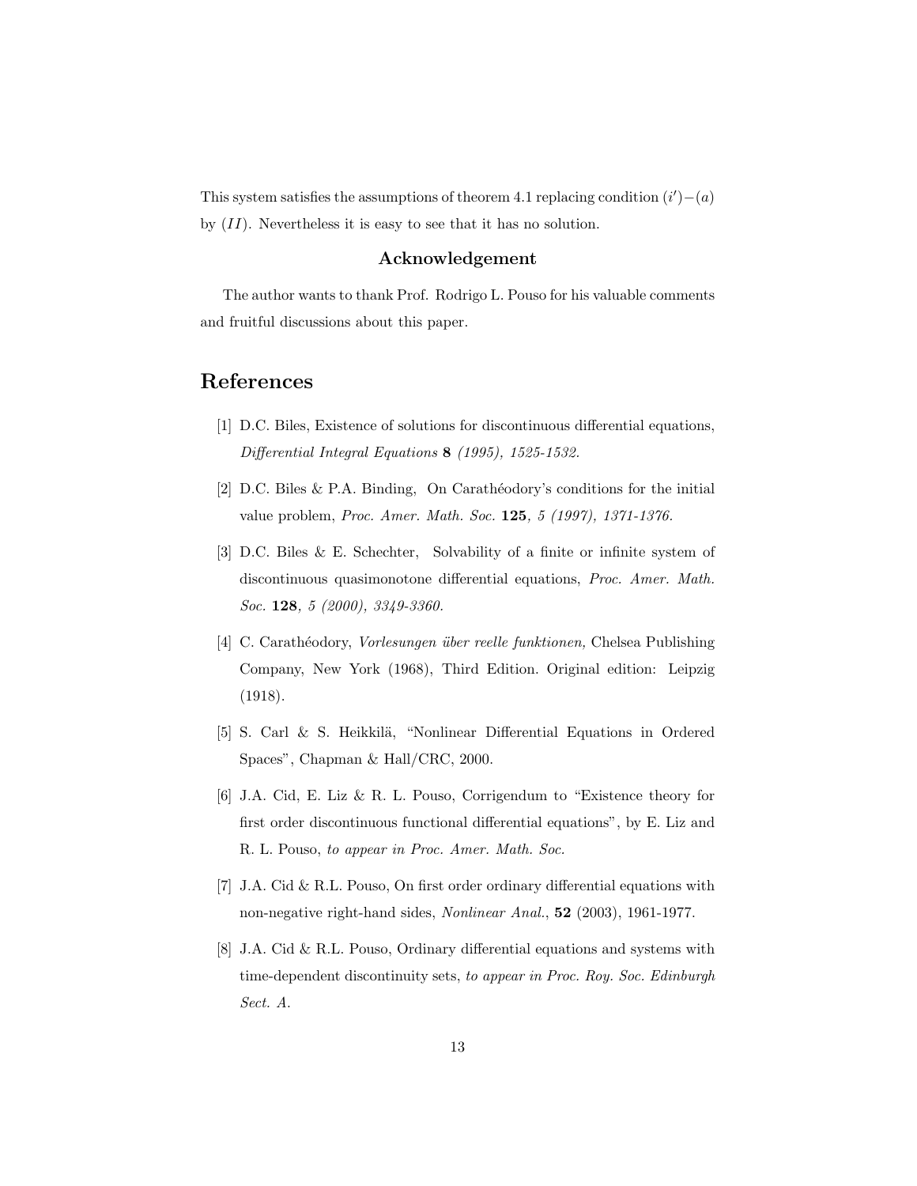This system satisfies the assumptions of theorem 4.1 replacing condition $(i')-(a)$ by $(II)$. Nevertheless it is easy to see that it has no solution.

### Acknowledgement

The author wants to thank Prof. Rodrigo L. Pouso for his valuable comments and fruitful discussions about this paper.

## References

[1] D.C. Biles, Existence of solutions for discontinuous differential equations, *Differential Integral Equations* **8** *(1995), 1525-1532.*

[2] D.C. Biles & P.A. Binding, On Carathéodory's conditions for the initial value problem, *Proc. Amer. Math. Soc.* **125***, 5 (1997), 1371-1376.*

[3] D.C. Biles & E. Schechter, Solvability of a finite or infinite system of discontinuous quasimonotone differential equations, *Proc. Amer. Math. Soc.* **128***, 5 (2000), 3349-3360.*

[4] C. Carathéodory, *Vorlesungen über reelle funktionen,* Chelsea Publishing Company, New York (1968), Third Edition. Original edition: Leipzig (1918).

[5] S. Carl & S. Heikkilä, "Nonlinear Differential Equations in Ordered Spaces", Chapman & Hall/CRC, 2000.

[6] J.A. Cid, E. Liz & R. L. Pouso, Corrigendum to "Existence theory for first order discontinuous functional differential equations", by E. Liz and R. L. Pouso, *to appear in Proc. Amer. Math. Soc.*

[7] J.A. Cid & R.L. Pouso, On first order ordinary differential equations with non-negative right-hand sides, *Nonlinear Anal.*, **52** (2003), 1961-1977.

[8] J.A. Cid & R.L. Pouso, Ordinary differential equations and systems with time-dependent discontinuity sets, *to appear in Proc. Roy. Soc. Edinburgh Sect. A.*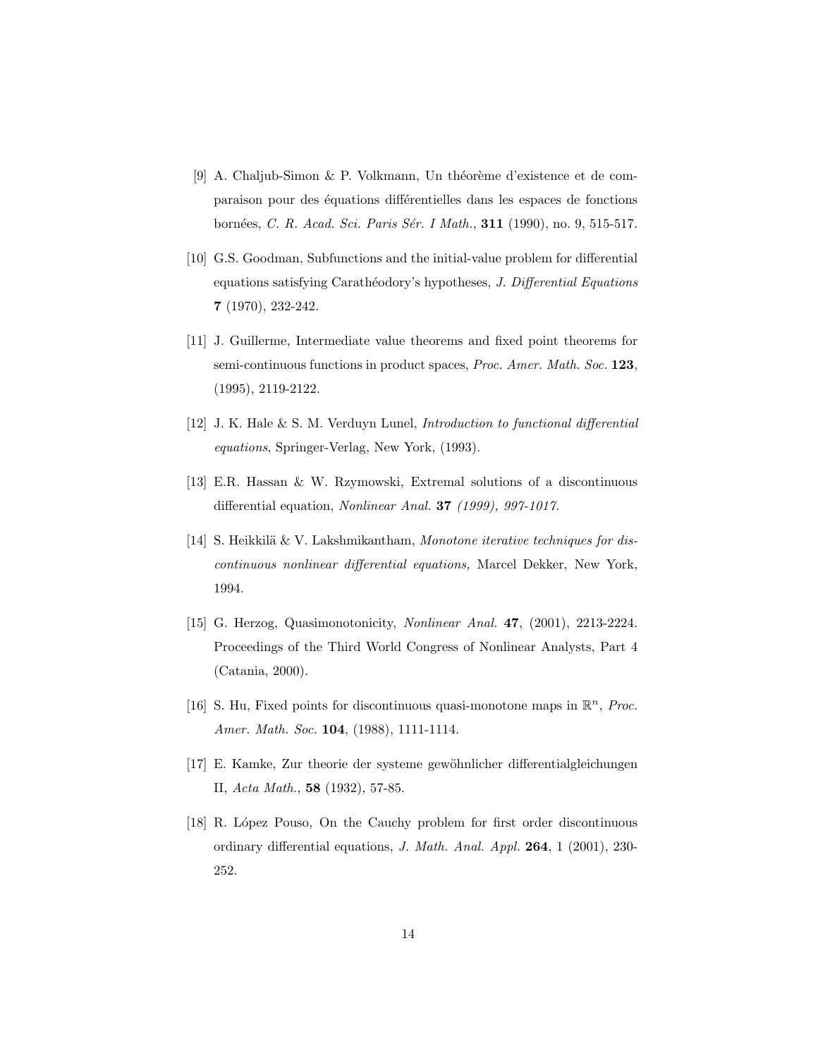[9] A. Chaljub-Simon & P. Volkmann, Un théorème d'existence et de comparaison pour des équations différentielles dans les espaces de fonctions bornées, *C. R. Acad. Sci. Paris Sér. I Math.*, **311** (1990), no. 9, 515-517.

[10] G.S. Goodman, Subfunctions and the initial-value problem for differential equations satisfying Carathéodory's hypotheses, *J. Differential Equations* **7** (1970), 232-242.

[11] J. Guillerme, Intermediate value theorems and fixed point theorems for semi-continuous functions in product spaces, *Proc. Amer. Math. Soc.* **123**, (1995), 2119-2122.

[12] J. K. Hale & S. M. Verduyn Lunel, *Introduction to functional differential equations*, Springer-Verlag, New York, (1993).

[13] E.R. Hassan & W. Rzymowski, Extremal solutions of a discontinuous differential equation, *Nonlinear Anal.* **37** *(1999), 997-1017.*

[14] S. Heikkilä & V. Lakshmikantham, *Monotone iterative techniques for discontinuous nonlinear differential equations,* Marcel Dekker, New York, 1994.

[15] G. Herzog, Quasimonotonicity, *Nonlinear Anal.* **47**, (2001), 2213-2224. Proceedings of the Third World Congress of Nonlinear Analysts, Part 4 (Catania, 2000).

[16] S. Hu, Fixed points for discontinuous quasi-monotone maps in $\mathbb{R}^n$, *Proc. Amer. Math. Soc.* **104**, (1988), 1111-1114.

[17] E. Kamke, Zur theorie der systeme gewöhnlicher differentialgleichungen II, *Acta Math.*, **58** (1932), 57-85.

[18] R. López Pouso, On the Cauchy problem for first order discontinuous ordinary differential equations, *J. Math. Anal. Appl.* **264**, 1 (2001), 230-252.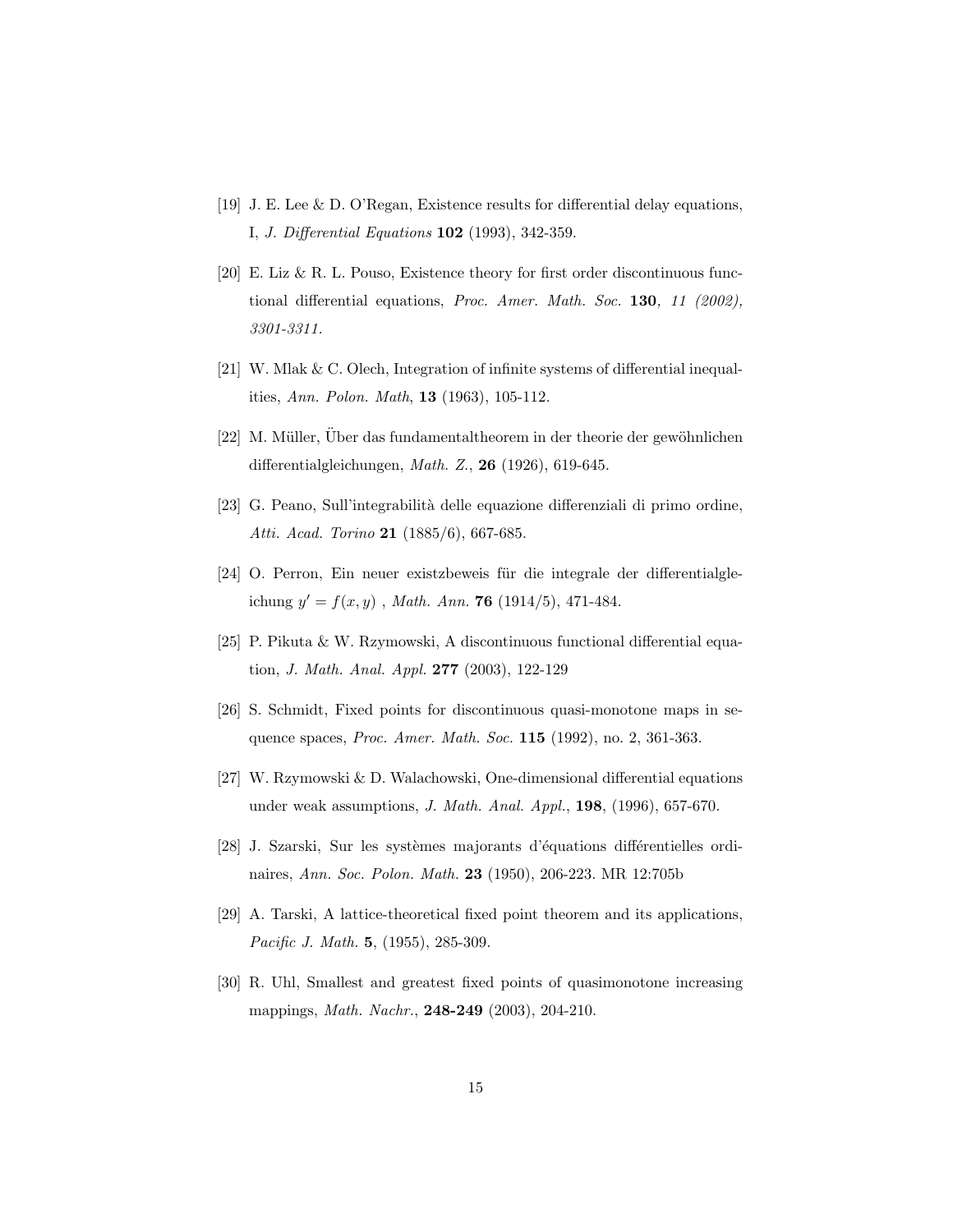[19] J. E. Lee & D. O'Regan, Existence results for differential delay equations, I, *J. Differential Equations* **102** (1993), 342-359.

[20] E. Liz & R. L. Pouso, Existence theory for first order discontinuous functional differential equations, *Proc. Amer. Math. Soc.* **130***, 11 (2002), 3301-3311.*

[21] W. Mlak & C. Olech, Integration of infinite systems of differential inequalities, *Ann. Polon. Math*, **13** (1963), 105-112.

[22] M. Müller, Über das fundamentaltheorem in der theorie der gewöhnlichen differentialgleichungen, *Math. Z.*, **26** (1926), 619-645.

[23] G. Peano, Sull'integrabilità delle equazione differenziali di primo ordine, *Atti. Acad. Torino* **21** (1885/6), 667-685.

[24] O. Perron, Ein neuer existzbeweis für die integrale der differentialgleichung $y' = f(x, y)$ , *Math. Ann.* **76** (1914/5), 471-484.

[25] P. Pikuta & W. Rzymowski, A discontinuous functional differential equation, *J. Math. Anal. Appl.* **277** (2003), 122-129

[26] S. Schmidt, Fixed points for discontinuous quasi-monotone maps in sequence spaces, *Proc. Amer. Math. Soc.* **115** (1992), no. 2, 361-363.

[27] W. Rzymowski & D. Walachowski, One-dimensional differential equations under weak assumptions, *J. Math. Anal. Appl.*, **198**, (1996), 657-670.

[28] J. Szarski, Sur les systèmes majorants d'équations différentielles ordinaires, *Ann. Soc. Polon. Math.* **23** (1950), 206-223. MR 12:705b

[29] A. Tarski, A lattice-theoretical fixed point theorem and its applications, *Pacific J. Math.* **5**, (1955), 285-309.

[30] R. Uhl, Smallest and greatest fixed points of quasimonotone increasing mappings, *Math. Nachr.*, **248-249** (2003), 204-210.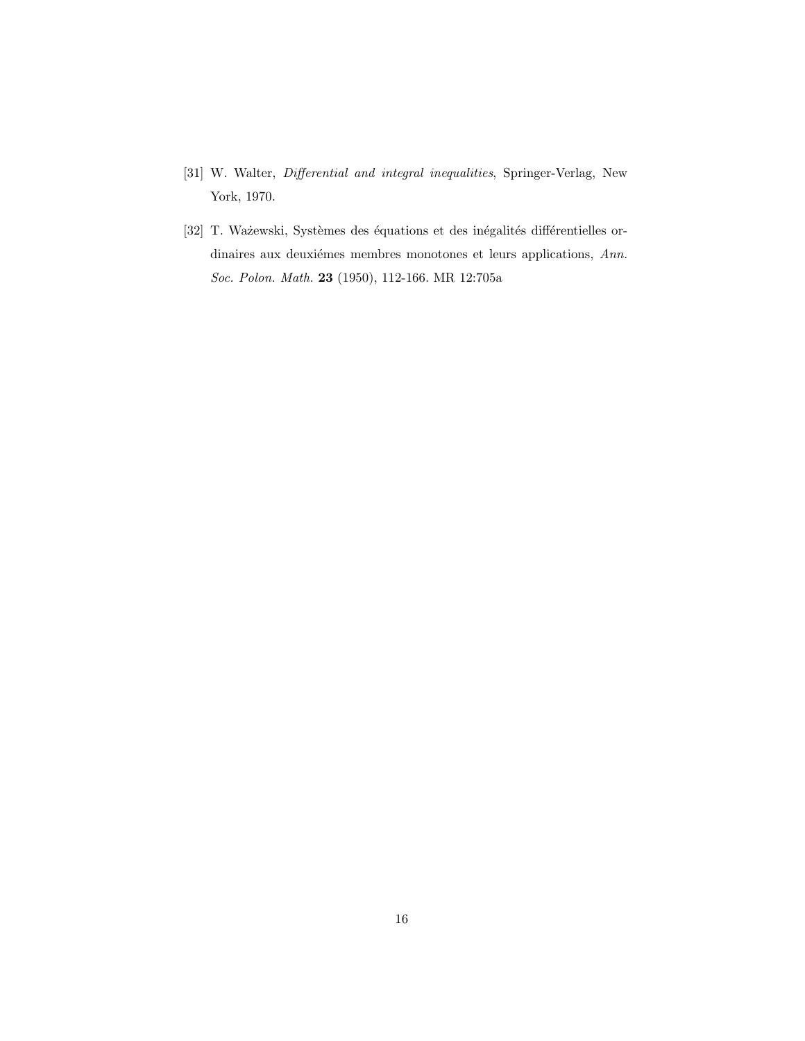[31] W. Walter, *Differential and integral inequalities*, Springer-Verlag, New York, 1970.

[32] T. Ważewski, Systèmes des équations et des inégalités différentielles ordinaires aux deuxiémes membres monotones et leurs applications, *Ann. Soc. Polon. Math.* **23** (1950), 112-166. MR 12:705a